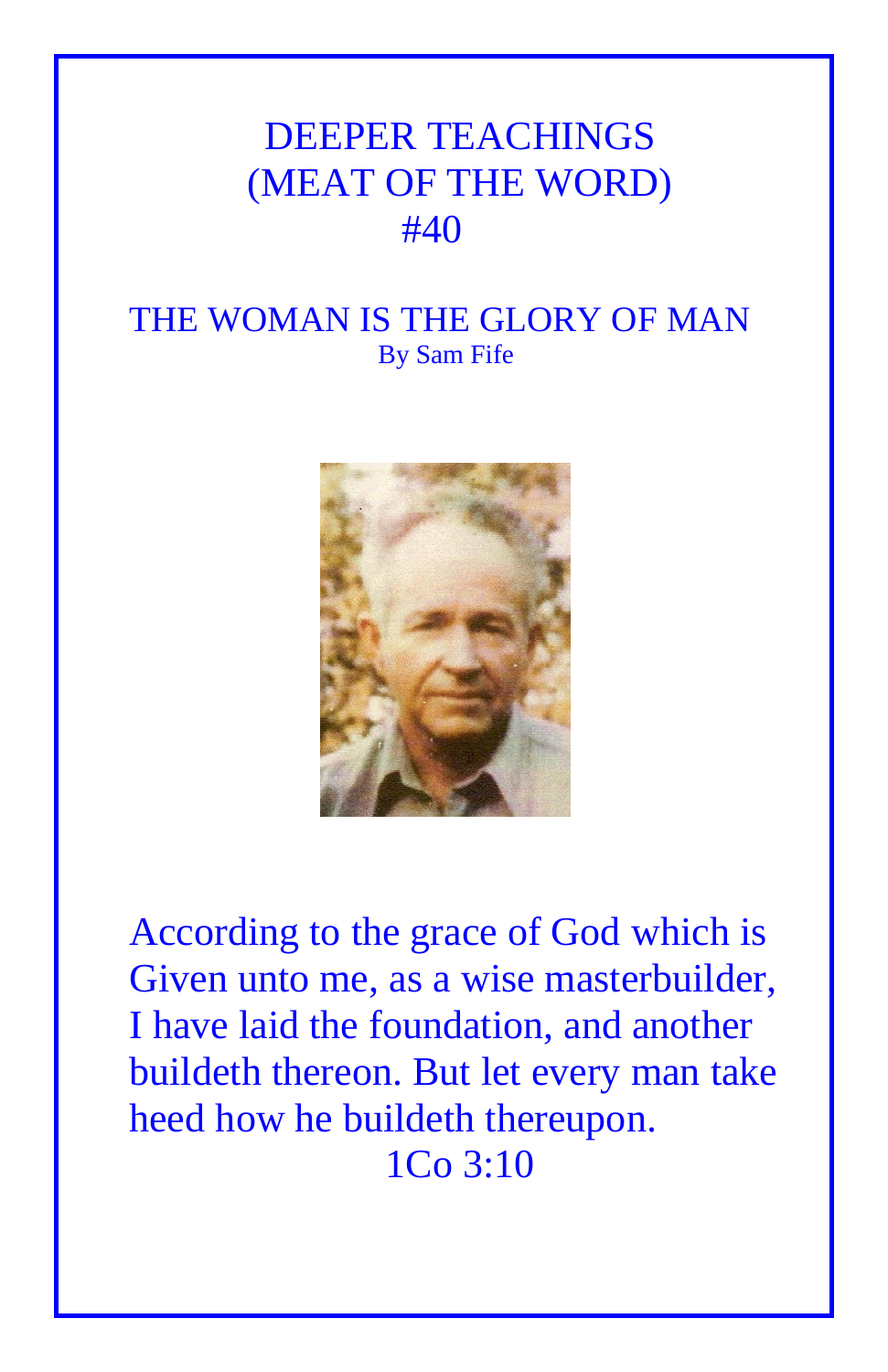# DEEPER TEACHINGS
# (MEAT OF THE WORD)
# #40

## THE WOMAN IS THE GLORY OF MAN

By Sam Fife

According to the grace of God which is Given unto me, as a wise masterbuilder, I have laid the foundation, and another buildeth thereon. But let every man take heed how he buildeth thereupon.

1Co 3:10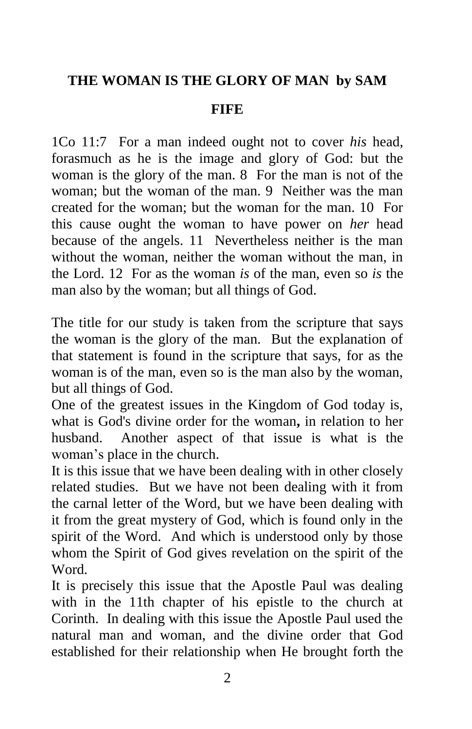## THE WOMAN IS THE GLORY OF MAN by SAM FIFE

1Co 11:7 For a man indeed ought not to cover *his* head, forasmuch as he is the image and glory of God: but the woman is the glory of the man. 8 For the man is not of the woman; but the woman of the man. 9 Neither was the man created for the woman; but the woman for the man. 10 For this cause ought the woman to have power on *her* head because of the angels. 11 Nevertheless neither is the man without the woman, neither the woman without the man, in the Lord. 12 For as the woman *is* of the man, even so *is* the man also by the woman; but all things of God.

The title for our study is taken from the scripture that says the woman is the glory of the man. But the explanation of that statement is found in the scripture that says, for as the woman is of the man, even so is the man also by the woman, but all things of God.

One of the greatest issues in the Kingdom of God today is, what is God's divine order for the woman**,** in relation to her husband. Another aspect of that issue is what is the woman's place in the church.

It is this issue that we have been dealing with in other closely related studies. But we have not been dealing with it from the carnal letter of the Word, but we have been dealing with it from the great mystery of God, which is found only in the spirit of the Word. And which is understood only by those whom the Spirit of God gives revelation on the spirit of the Word.

It is precisely this issue that the Apostle Paul was dealing with in the 11th chapter of his epistle to the church at Corinth. In dealing with this issue the Apostle Paul used the natural man and woman, and the divine order that God established for their relationship when He brought forth the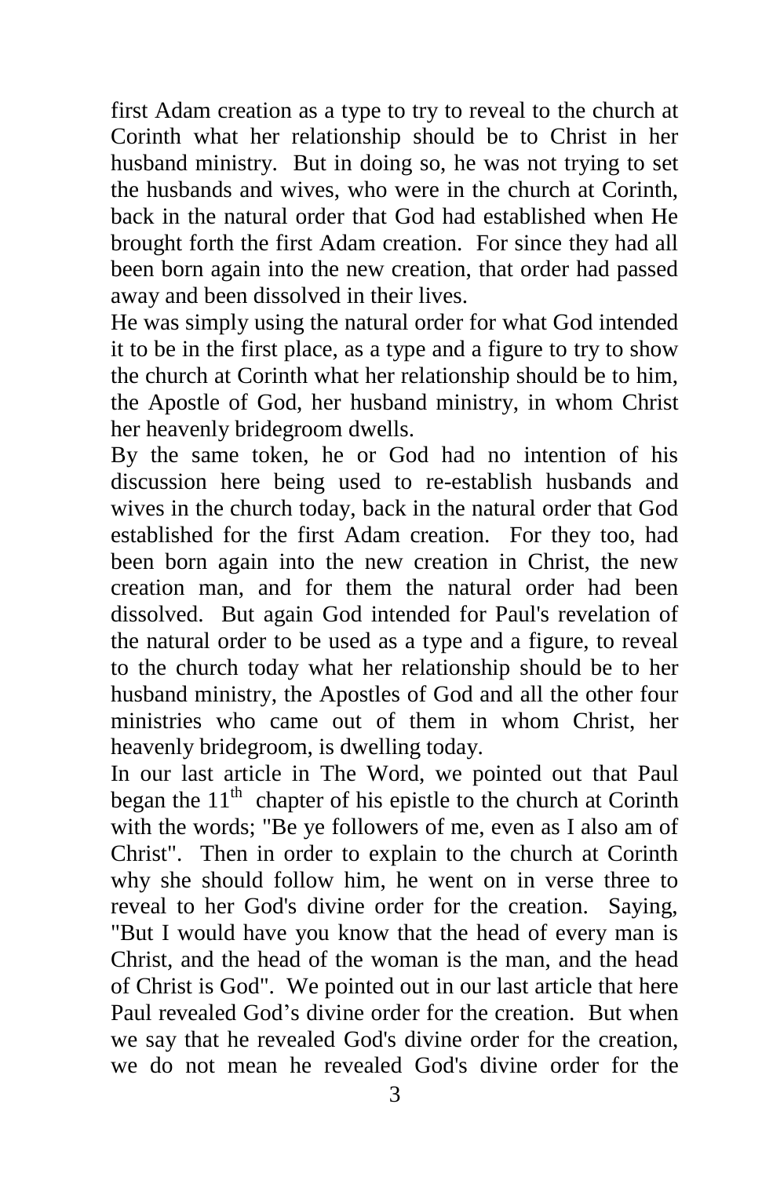first Adam creation as a type to try to reveal to the church at Corinth what her relationship should be to Christ in her husband ministry. But in doing so, he was not trying to set the husbands and wives, who were in the church at Corinth, back in the natural order that God had established when He brought forth the first Adam creation. For since they had all been born again into the new creation, that order had passed away and been dissolved in their lives.

He was simply using the natural order for what God intended it to be in the first place, as a type and a figure to try to show the church at Corinth what her relationship should be to him, the Apostle of God, her husband ministry, in whom Christ her heavenly bridegroom dwells.

By the same token, he or God had no intention of his discussion here being used to re-establish husbands and wives in the church today, back in the natural order that God established for the first Adam creation. For they too, had been born again into the new creation in Christ, the new creation man, and for them the natural order had been dissolved. But again God intended for Paul's revelation of the natural order to be used as a type and a figure, to reveal to the church today what her relationship should be to her husband ministry, the Apostles of God and all the other four ministries who came out of them in whom Christ, her heavenly bridegroom, is dwelling today.

In our last article in The Word, we pointed out that Paul began the 11th chapter of his epistle to the church at Corinth with the words; "Be ye followers of me, even as I also am of Christ". Then in order to explain to the church at Corinth why she should follow him, he went on in verse three to reveal to her God's divine order for the creation. Saying, "But I would have you know that the head of every man is Christ, and the head of the woman is the man, and the head of Christ is God". We pointed out in our last article that here Paul revealed God's divine order for the creation. But when we say that he revealed God's divine order for the creation, we do not mean he revealed God's divine order for the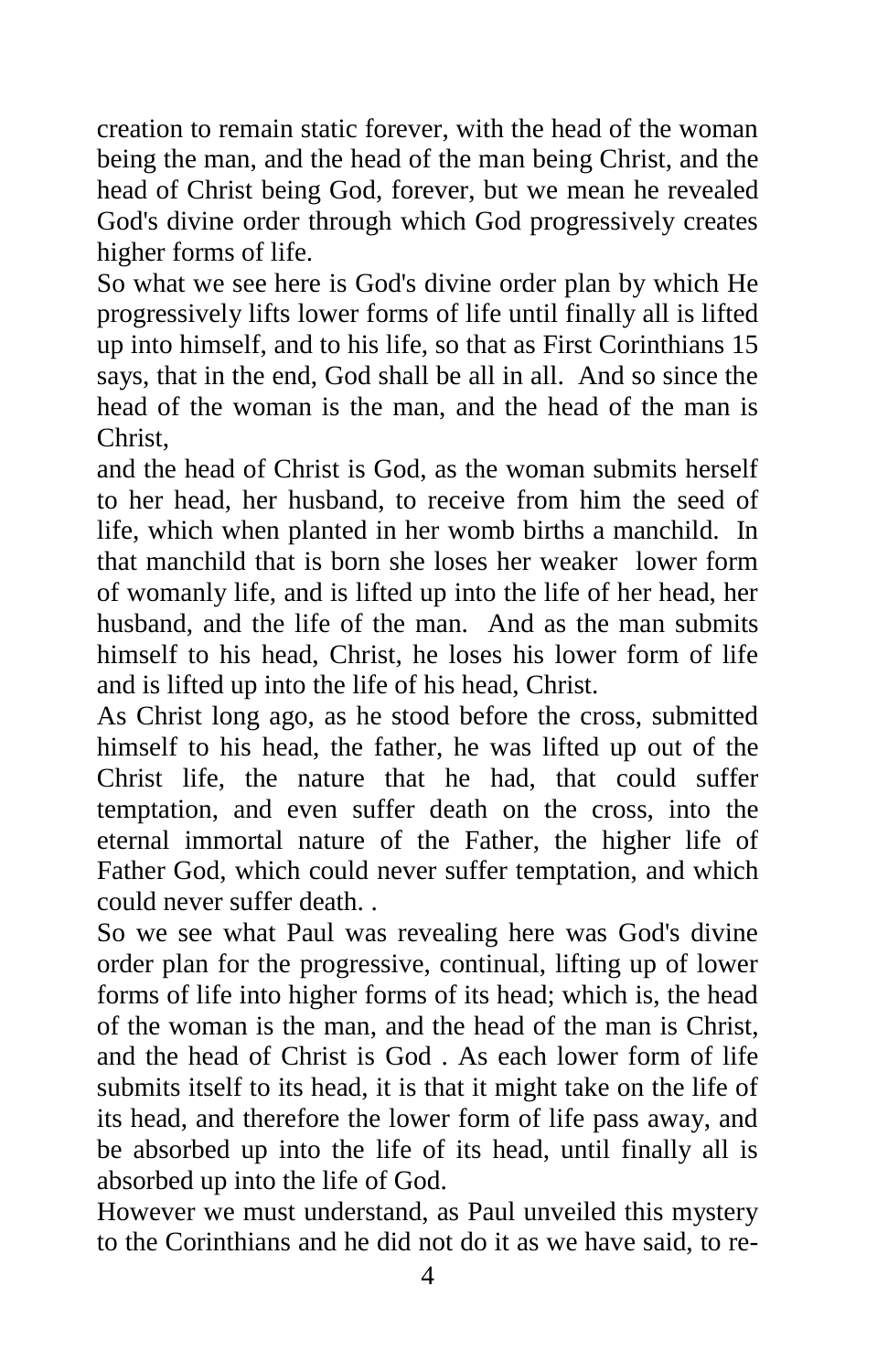creation to remain static forever, with the head of the woman being the man, and the head of the man being Christ, and the head of Christ being God, forever, but we mean he revealed God's divine order through which God progressively creates higher forms of life.

So what we see here is God's divine order plan by which He progressively lifts lower forms of life until finally all is lifted up into himself, and to his life, so that as First Corinthians 15 says, that in the end, God shall be all in all. And so since the head of the woman is the man, and the head of the man is Christ,

and the head of Christ is God, as the woman submits herself to her head, her husband, to receive from him the seed of life, which when planted in her womb births a manchild. In that manchild that is born she loses her weaker lower form of womanly life, and is lifted up into the life of her head, her husband, and the life of the man. And as the man submits himself to his head, Christ, he loses his lower form of life and is lifted up into the life of his head, Christ.

As Christ long ago, as he stood before the cross, submitted himself to his head, the father, he was lifted up out of the Christ life, the nature that he had, that could suffer temptation, and even suffer death on the cross, into the eternal immortal nature of the Father, the higher life of Father God, which could never suffer temptation, and which could never suffer death. .

So we see what Paul was revealing here was God's divine order plan for the progressive, continual, lifting up of lower forms of life into higher forms of its head; which is, the head of the woman is the man, and the head of the man is Christ, and the head of Christ is God . As each lower form of life submits itself to its head, it is that it might take on the life of its head, and therefore the lower form of life pass away, and be absorbed up into the life of its head, until finally all is absorbed up into the life of God.

However we must understand, as Paul unveiled this mystery to the Corinthians and he did not do it as we have said, to re-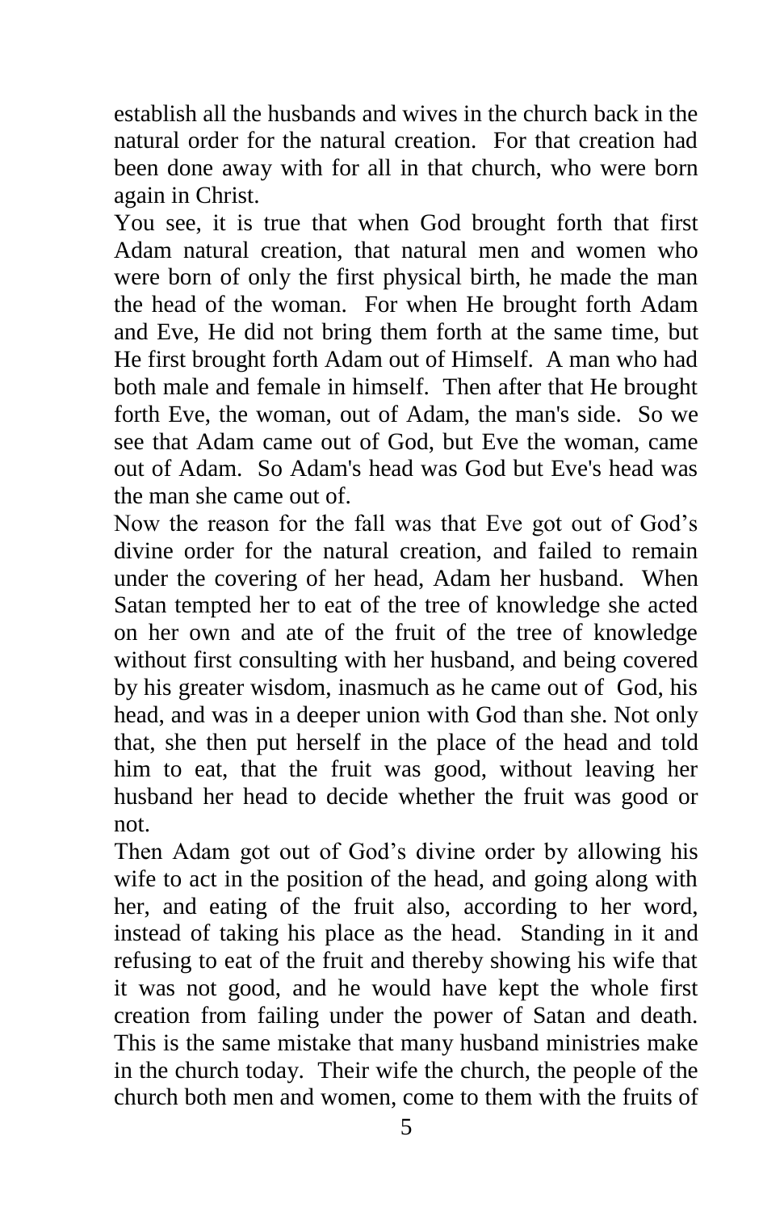establish all the husbands and wives in the church back in the natural order for the natural creation. For that creation had been done away with for all in that church, who were born again in Christ.

You see, it is true that when God brought forth that first Adam natural creation, that natural men and women who were born of only the first physical birth, he made the man the head of the woman. For when He brought forth Adam and Eve, He did not bring them forth at the same time, but He first brought forth Adam out of Himself. A man who had both male and female in himself. Then after that He brought forth Eve, the woman, out of Adam, the man's side. So we see that Adam came out of God, but Eve the woman, came out of Adam. So Adam's head was God but Eve's head was the man she came out of.

Now the reason for the fall was that Eve got out of God's divine order for the natural creation, and failed to remain under the covering of her head, Adam her husband. When Satan tempted her to eat of the tree of knowledge she acted on her own and ate of the fruit of the tree of knowledge without first consulting with her husband, and being covered by his greater wisdom, inasmuch as he came out of God, his head, and was in a deeper union with God than she. Not only that, she then put herself in the place of the head and told him to eat, that the fruit was good, without leaving her husband her head to decide whether the fruit was good or not.

Then Adam got out of God's divine order by allowing his wife to act in the position of the head, and going along with her, and eating of the fruit also, according to her word, instead of taking his place as the head. Standing in it and refusing to eat of the fruit and thereby showing his wife that it was not good, and he would have kept the whole first creation from failing under the power of Satan and death. This is the same mistake that many husband ministries make in the church today. Their wife the church, the people of the church both men and women, come to them with the fruits of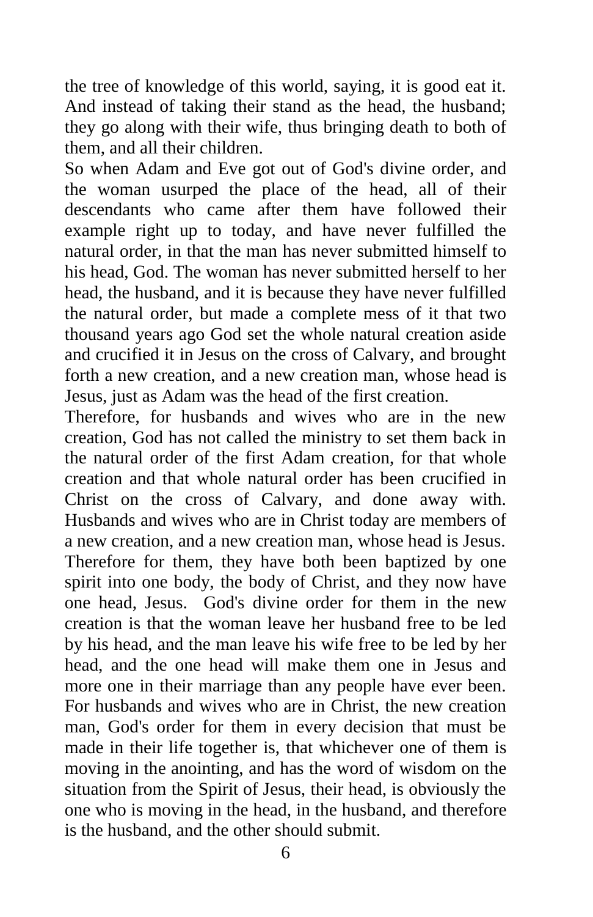the tree of knowledge of this world, saying, it is good eat it. And instead of taking their stand as the head, the husband; they go along with their wife, thus bringing death to both of them, and all their children.

So when Adam and Eve got out of God's divine order, and the woman usurped the place of the head, all of their descendants who came after them have followed their example right up to today, and have never fulfilled the natural order, in that the man has never submitted himself to his head, God. The woman has never submitted herself to her head, the husband, and it is because they have never fulfilled the natural order, but made a complete mess of it that two thousand years ago God set the whole natural creation aside and crucified it in Jesus on the cross of Calvary, and brought forth a new creation, and a new creation man, whose head is Jesus, just as Adam was the head of the first creation.

Therefore, for husbands and wives who are in the new creation, God has not called the ministry to set them back in the natural order of the first Adam creation, for that whole creation and that whole natural order has been crucified in Christ on the cross of Calvary, and done away with. Husbands and wives who are in Christ today are members of a new creation, and a new creation man, whose head is Jesus. Therefore for them, they have both been baptized by one spirit into one body, the body of Christ, and they now have one head, Jesus. God's divine order for them in the new creation is that the woman leave her husband free to be led by his head, and the man leave his wife free to be led by her head, and the one head will make them one in Jesus and more one in their marriage than any people have ever been. For husbands and wives who are in Christ, the new creation man, God's order for them in every decision that must be made in their life together is, that whichever one of them is moving in the anointing, and has the word of wisdom on the situation from the Spirit of Jesus, their head, is obviously the one who is moving in the head, in the husband, and therefore is the husband, and the other should submit.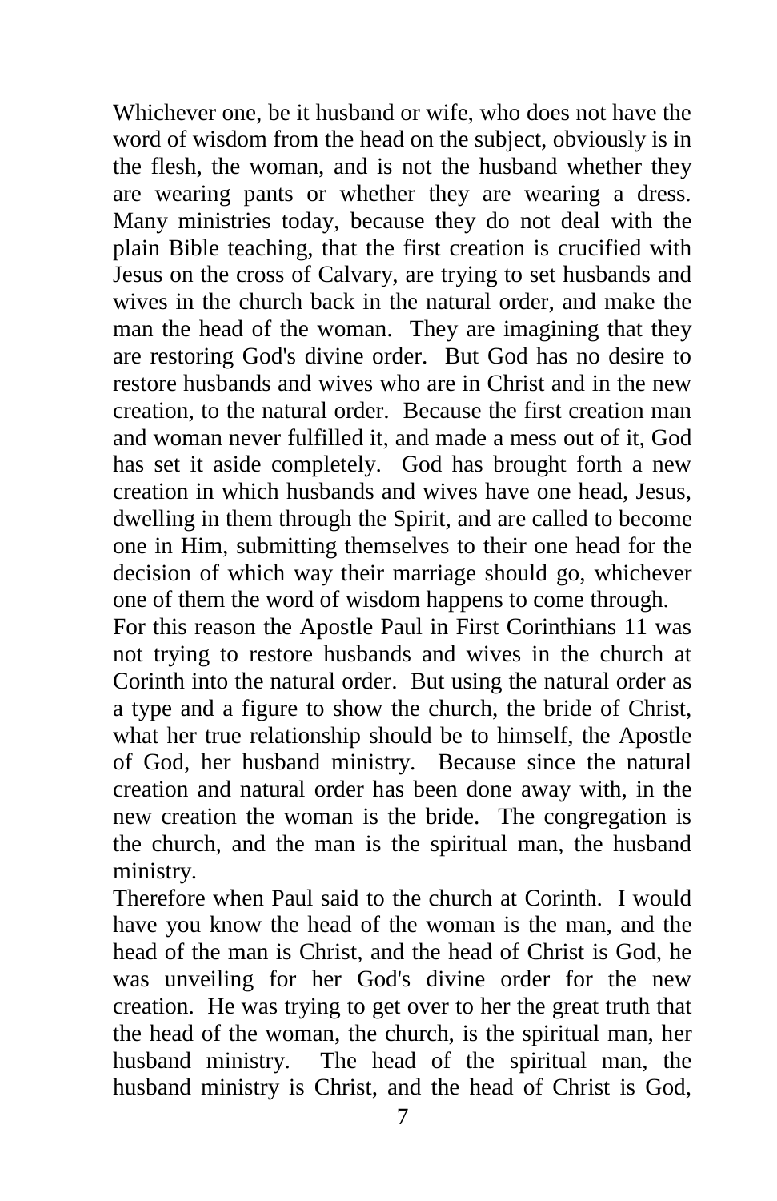Whichever one, be it husband or wife, who does not have the word of wisdom from the head on the subject, obviously is in the flesh, the woman, and is not the husband whether they are wearing pants or whether they are wearing a dress. Many ministries today, because they do not deal with the plain Bible teaching, that the first creation is crucified with Jesus on the cross of Calvary, are trying to set husbands and wives in the church back in the natural order, and make the man the head of the woman. They are imagining that they are restoring God's divine order. But God has no desire to restore husbands and wives who are in Christ and in the new creation, to the natural order. Because the first creation man and woman never fulfilled it, and made a mess out of it, God has set it aside completely. God has brought forth a new creation in which husbands and wives have one head, Jesus, dwelling in them through the Spirit, and are called to become one in Him, submitting themselves to their one head for the decision of which way their marriage should go, whichever one of them the word of wisdom happens to come through.

For this reason the Apostle Paul in First Corinthians 11 was not trying to restore husbands and wives in the church at Corinth into the natural order. But using the natural order as a type and a figure to show the church, the bride of Christ, what her true relationship should be to himself, the Apostle of God, her husband ministry. Because since the natural creation and natural order has been done away with, in the new creation the woman is the bride. The congregation is the church, and the man is the spiritual man, the husband ministry.

Therefore when Paul said to the church at Corinth. I would have you know the head of the woman is the man, and the head of the man is Christ, and the head of Christ is God, he was unveiling for her God's divine order for the new creation. He was trying to get over to her the great truth that the head of the woman, the church, is the spiritual man, her husband ministry. The head of the spiritual man, the husband ministry is Christ, and the head of Christ is God,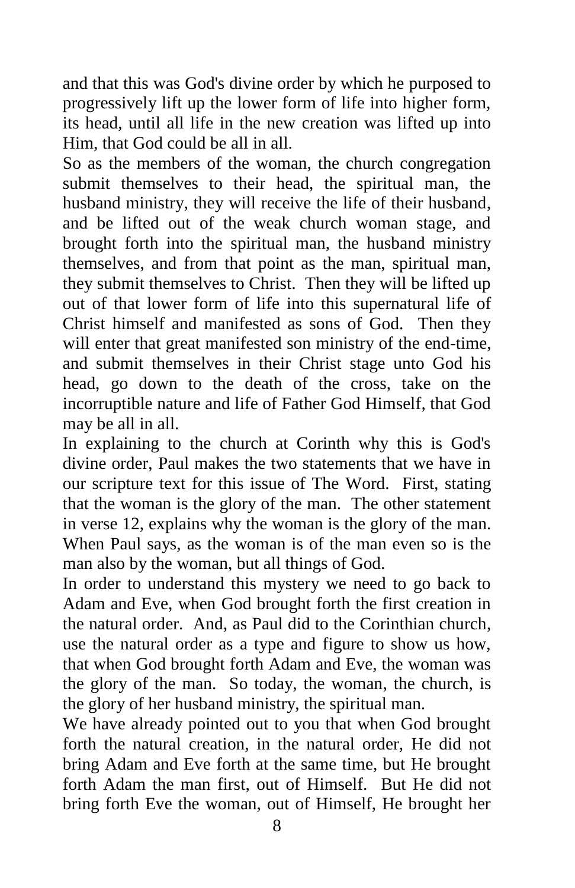and that this was God's divine order by which he purposed to progressively lift up the lower form of life into higher form, its head, until all life in the new creation was lifted up into Him, that God could be all in all.

So as the members of the woman, the church congregation submit themselves to their head, the spiritual man, the husband ministry, they will receive the life of their husband, and be lifted out of the weak church woman stage, and brought forth into the spiritual man, the husband ministry themselves, and from that point as the man, spiritual man, they submit themselves to Christ. Then they will be lifted up out of that lower form of life into this supernatural life of Christ himself and manifested as sons of God. Then they will enter that great manifested son ministry of the end-time, and submit themselves in their Christ stage unto God his head, go down to the death of the cross, take on the incorruptible nature and life of Father God Himself, that God may be all in all.

In explaining to the church at Corinth why this is God's divine order, Paul makes the two statements that we have in our scripture text for this issue of The Word. First, stating that the woman is the glory of the man. The other statement in verse 12, explains why the woman is the glory of the man. When Paul says, as the woman is of the man even so is the man also by the woman, but all things of God.

In order to understand this mystery we need to go back to Adam and Eve, when God brought forth the first creation in the natural order. And, as Paul did to the Corinthian church, use the natural order as a type and figure to show us how, that when God brought forth Adam and Eve, the woman was the glory of the man. So today, the woman, the church, is the glory of her husband ministry, the spiritual man.

We have already pointed out to you that when God brought forth the natural creation, in the natural order, He did not bring Adam and Eve forth at the same time, but He brought forth Adam the man first, out of Himself. But He did not bring forth Eve the woman, out of Himself, He brought her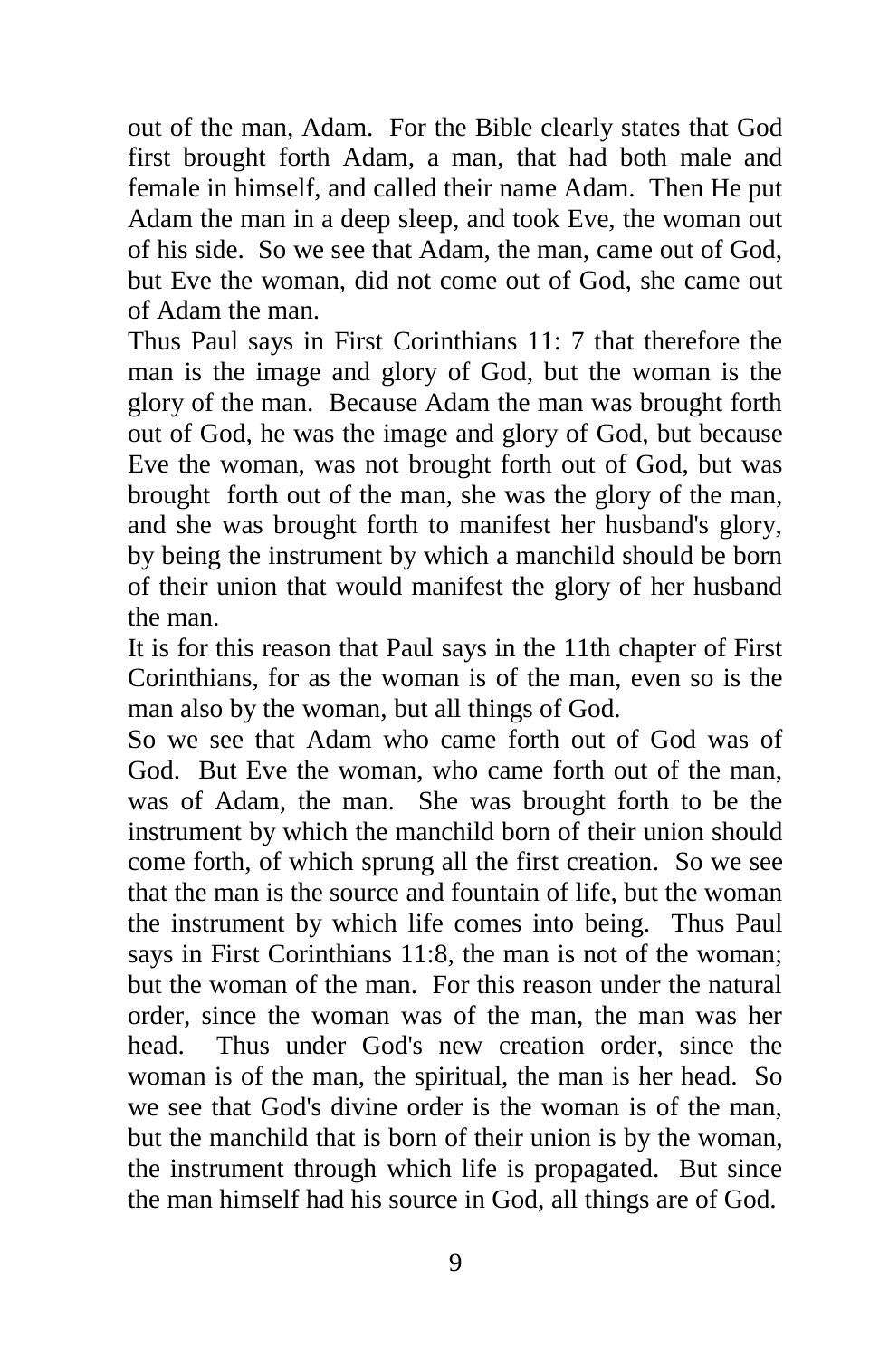out of the man, Adam. For the Bible clearly states that God first brought forth Adam, a man, that had both male and female in himself, and called their name Adam. Then He put Adam the man in a deep sleep, and took Eve, the woman out of his side. So we see that Adam, the man, came out of God, but Eve the woman, did not come out of God, she came out of Adam the man.

Thus Paul says in First Corinthians 11: 7 that therefore the man is the image and glory of God, but the woman is the glory of the man. Because Adam the man was brought forth out of God, he was the image and glory of God, but because Eve the woman, was not brought forth out of God, but was brought forth out of the man, she was the glory of the man, and she was brought forth to manifest her husband's glory, by being the instrument by which a manchild should be born of their union that would manifest the glory of her husband the man.

It is for this reason that Paul says in the 11th chapter of First Corinthians, for as the woman is of the man, even so is the man also by the woman, but all things of God.

So we see that Adam who came forth out of God was of God. But Eve the woman, who came forth out of the man, was of Adam, the man. She was brought forth to be the instrument by which the manchild born of their union should come forth, of which sprung all the first creation. So we see that the man is the source and fountain of life, but the woman the instrument by which life comes into being. Thus Paul says in First Corinthians 11:8, the man is not of the woman; but the woman of the man. For this reason under the natural order, since the woman was of the man, the man was her head. Thus under God's new creation order, since the woman is of the man, the spiritual, the man is her head. So we see that God's divine order is the woman is of the man, but the manchild that is born of their union is by the woman, the instrument through which life is propagated. But since the man himself had his source in God, all things are of God.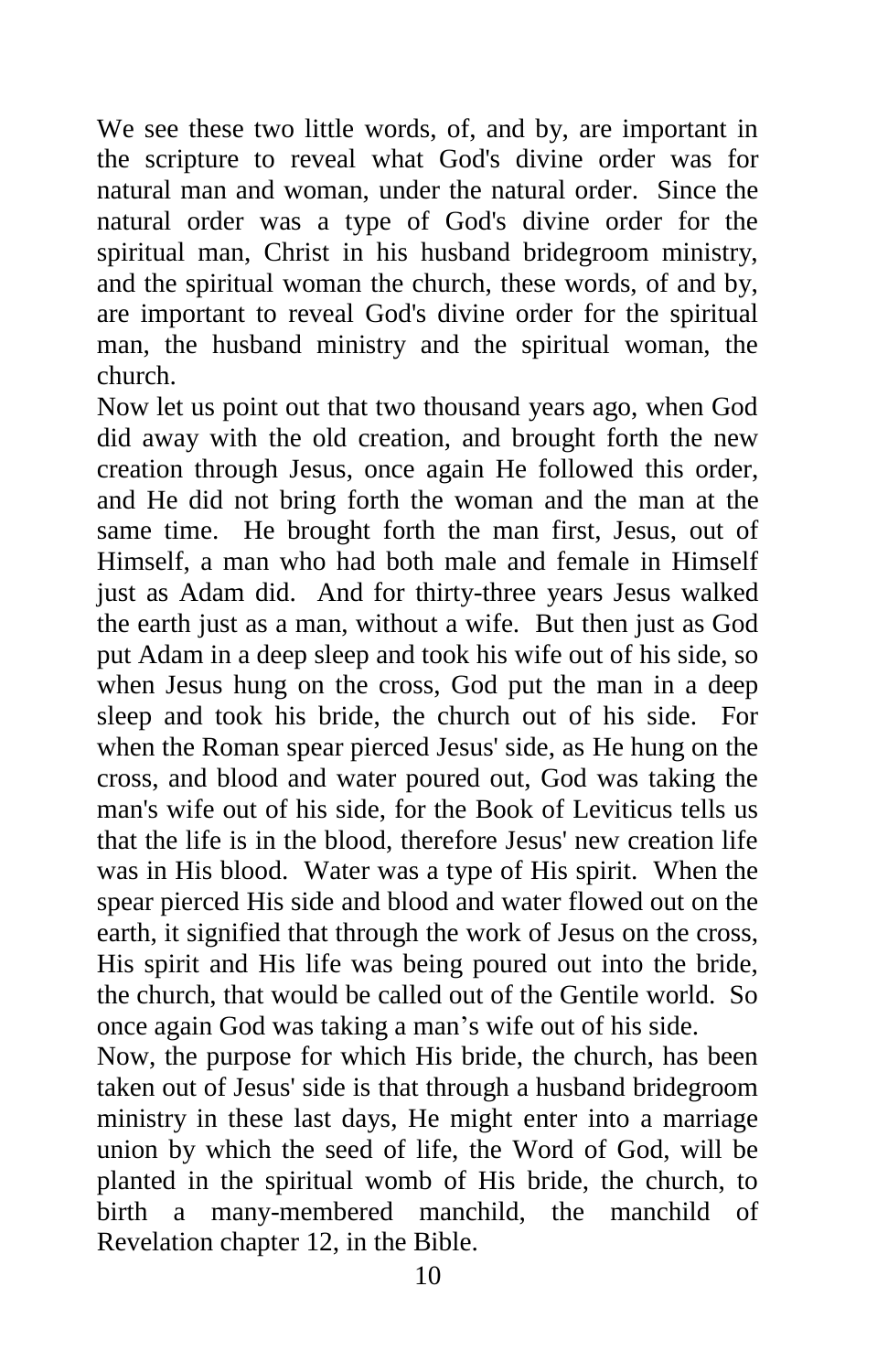We see these two little words, of, and by, are important in the scripture to reveal what God's divine order was for natural man and woman, under the natural order. Since the natural order was a type of God's divine order for the spiritual man, Christ in his husband bridegroom ministry, and the spiritual woman the church, these words, of and by, are important to reveal God's divine order for the spiritual man, the husband ministry and the spiritual woman, the church.

Now let us point out that two thousand years ago, when God did away with the old creation, and brought forth the new creation through Jesus, once again He followed this order, and He did not bring forth the woman and the man at the same time. He brought forth the man first, Jesus, out of Himself, a man who had both male and female in Himself just as Adam did. And for thirty-three years Jesus walked the earth just as a man, without a wife. But then just as God put Adam in a deep sleep and took his wife out of his side, so when Jesus hung on the cross, God put the man in a deep sleep and took his bride, the church out of his side. For when the Roman spear pierced Jesus' side, as He hung on the cross, and blood and water poured out, God was taking the man's wife out of his side, for the Book of Leviticus tells us that the life is in the blood, therefore Jesus' new creation life was in His blood. Water was a type of His spirit. When the spear pierced His side and blood and water flowed out on the earth, it signified that through the work of Jesus on the cross, His spirit and His life was being poured out into the bride, the church, that would be called out of the Gentile world. So once again God was taking a man's wife out of his side.

Now, the purpose for which His bride, the church, has been taken out of Jesus' side is that through a husband bridegroom ministry in these last days, He might enter into a marriage union by which the seed of life, the Word of God, will be planted in the spiritual womb of His bride, the church, to birth a many-membered manchild, the manchild of Revelation chapter 12, in the Bible.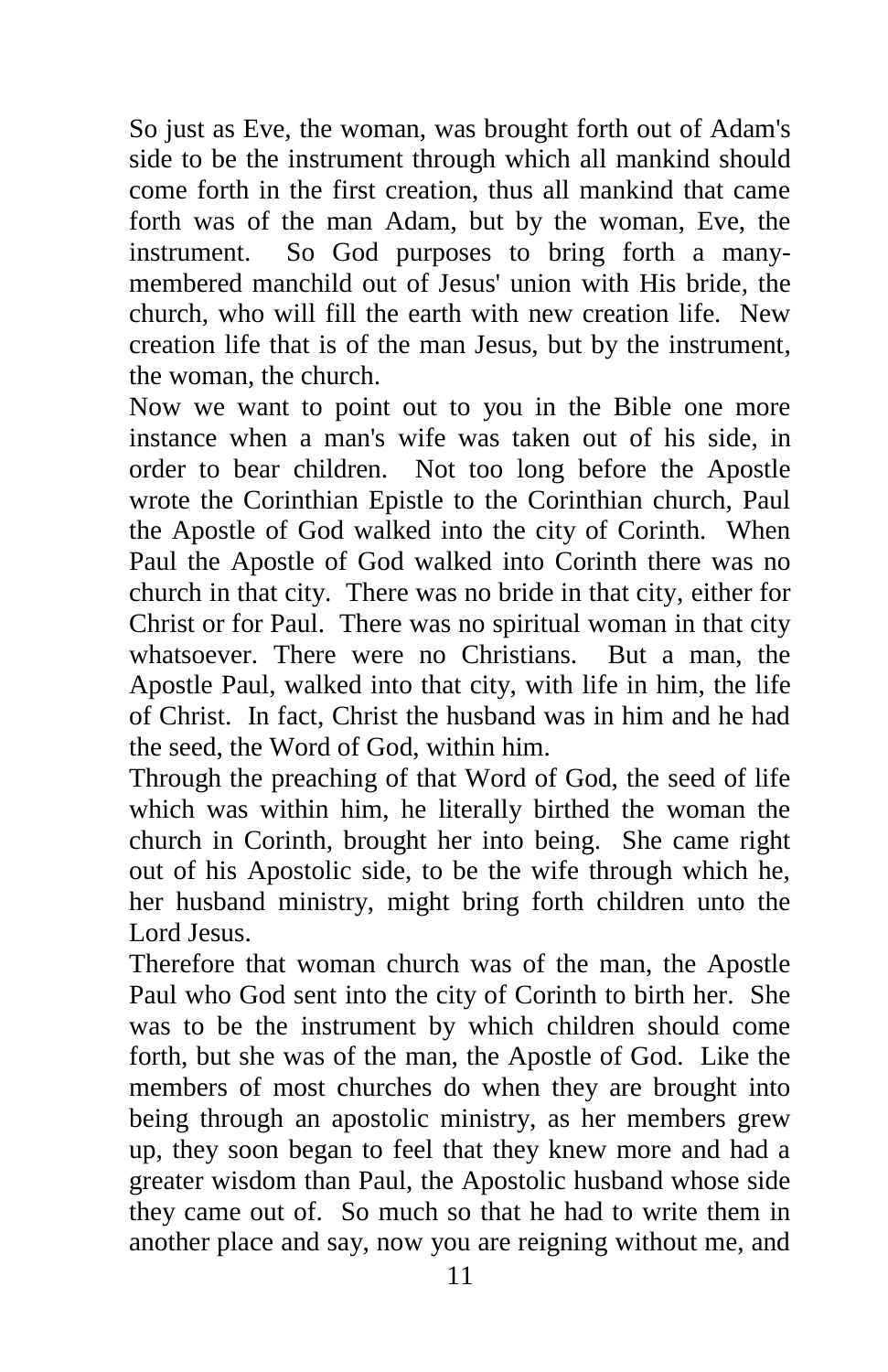So just as Eve, the woman, was brought forth out of Adam's side to be the instrument through which all mankind should come forth in the first creation, thus all mankind that came forth was of the man Adam, but by the woman, Eve, the instrument. So God purposes to bring forth a many-membered manchild out of Jesus' union with His bride, the church, who will fill the earth with new creation life. New creation life that is of the man Jesus, but by the instrument, the woman, the church.

Now we want to point out to you in the Bible one more instance when a man's wife was taken out of his side, in order to bear children. Not too long before the Apostle wrote the Corinthian Epistle to the Corinthian church, Paul the Apostle of God walked into the city of Corinth. When Paul the Apostle of God walked into Corinth there was no church in that city. There was no bride in that city, either for Christ or for Paul. There was no spiritual woman in that city whatsoever. There were no Christians. But a man, the Apostle Paul, walked into that city, with life in him, the life of Christ. In fact, Christ the husband was in him and he had the seed, the Word of God, within him.

Through the preaching of that Word of God, the seed of life which was within him, he literally birthed the woman the church in Corinth, brought her into being. She came right out of his Apostolic side, to be the wife through which he, her husband ministry, might bring forth children unto the Lord Jesus.

Therefore that woman church was of the man, the Apostle Paul who God sent into the city of Corinth to birth her. She was to be the instrument by which children should come forth, but she was of the man, the Apostle of God. Like the members of most churches do when they are brought into being through an apostolic ministry, as her members grew up, they soon began to feel that they knew more and had a greater wisdom than Paul, the Apostolic husband whose side they came out of. So much so that he had to write them in another place and say, now you are reigning without me, and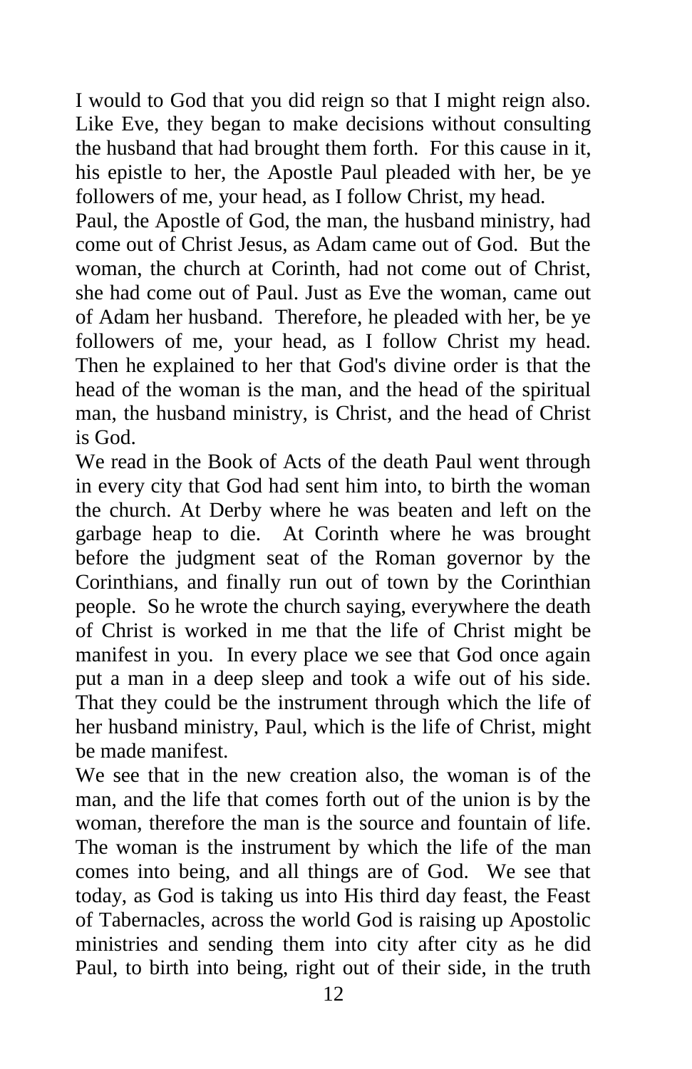I would to God that you did reign so that I might reign also. Like Eve, they began to make decisions without consulting the husband that had brought them forth. For this cause in it, his epistle to her, the Apostle Paul pleaded with her, be ye followers of me, your head, as I follow Christ, my head.

Paul, the Apostle of God, the man, the husband ministry, had come out of Christ Jesus, as Adam came out of God. But the woman, the church at Corinth, had not come out of Christ, she had come out of Paul. Just as Eve the woman, came out of Adam her husband. Therefore, he pleaded with her, be ye followers of me, your head, as I follow Christ my head. Then he explained to her that God's divine order is that the head of the woman is the man, and the head of the spiritual man, the husband ministry, is Christ, and the head of Christ is God.

We read in the Book of Acts of the death Paul went through in every city that God had sent him into, to birth the woman the church. At Derby where he was beaten and left on the garbage heap to die. At Corinth where he was brought before the judgment seat of the Roman governor by the Corinthians, and finally run out of town by the Corinthian people. So he wrote the church saying, everywhere the death of Christ is worked in me that the life of Christ might be manifest in you. In every place we see that God once again put a man in a deep sleep and took a wife out of his side. That they could be the instrument through which the life of her husband ministry, Paul, which is the life of Christ, might be made manifest.

We see that in the new creation also, the woman is of the man, and the life that comes forth out of the union is by the woman, therefore the man is the source and fountain of life. The woman is the instrument by which the life of the man comes into being, and all things are of God. We see that today, as God is taking us into His third day feast, the Feast of Tabernacles, across the world God is raising up Apostolic ministries and sending them into city after city as he did Paul, to birth into being, right out of their side, in the truth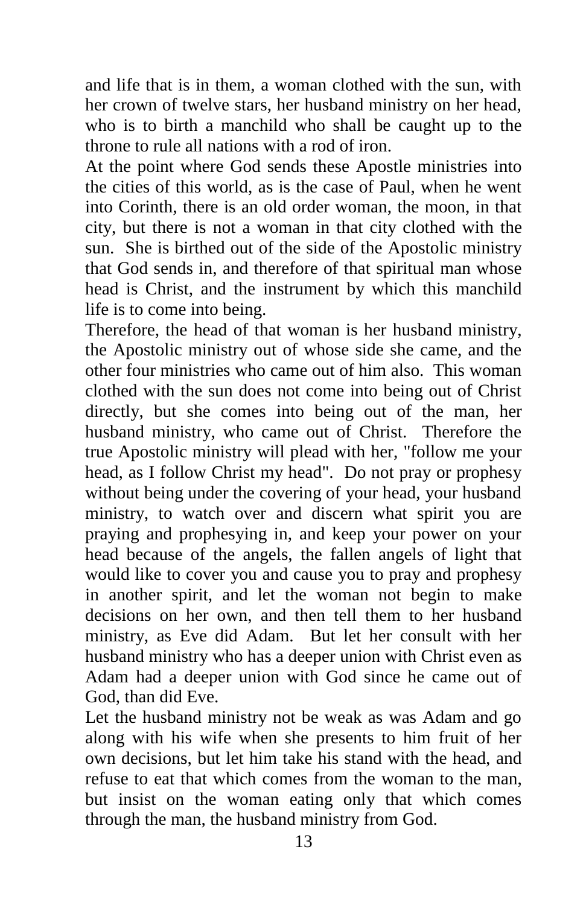and life that is in them, a woman clothed with the sun, with her crown of twelve stars, her husband ministry on her head, who is to birth a manchild who shall be caught up to the throne to rule all nations with a rod of iron.

At the point where God sends these Apostle ministries into the cities of this world, as is the case of Paul, when he went into Corinth, there is an old order woman, the moon, in that city, but there is not a woman in that city clothed with the sun. She is birthed out of the side of the Apostolic ministry that God sends in, and therefore of that spiritual man whose head is Christ, and the instrument by which this manchild life is to come into being.

Therefore, the head of that woman is her husband ministry, the Apostolic ministry out of whose side she came, and the other four ministries who came out of him also. This woman clothed with the sun does not come into being out of Christ directly, but she comes into being out of the man, her husband ministry, who came out of Christ. Therefore the true Apostolic ministry will plead with her, "follow me your head, as I follow Christ my head". Do not pray or prophesy without being under the covering of your head, your husband ministry, to watch over and discern what spirit you are praying and prophesying in, and keep your power on your head because of the angels, the fallen angels of light that would like to cover you and cause you to pray and prophesy in another spirit, and let the woman not begin to make decisions on her own, and then tell them to her husband ministry, as Eve did Adam. But let her consult with her husband ministry who has a deeper union with Christ even as Adam had a deeper union with God since he came out of God, than did Eve.

Let the husband ministry not be weak as was Adam and go along with his wife when she presents to him fruit of her own decisions, but let him take his stand with the head, and refuse to eat that which comes from the woman to the man, but insist on the woman eating only that which comes through the man, the husband ministry from God.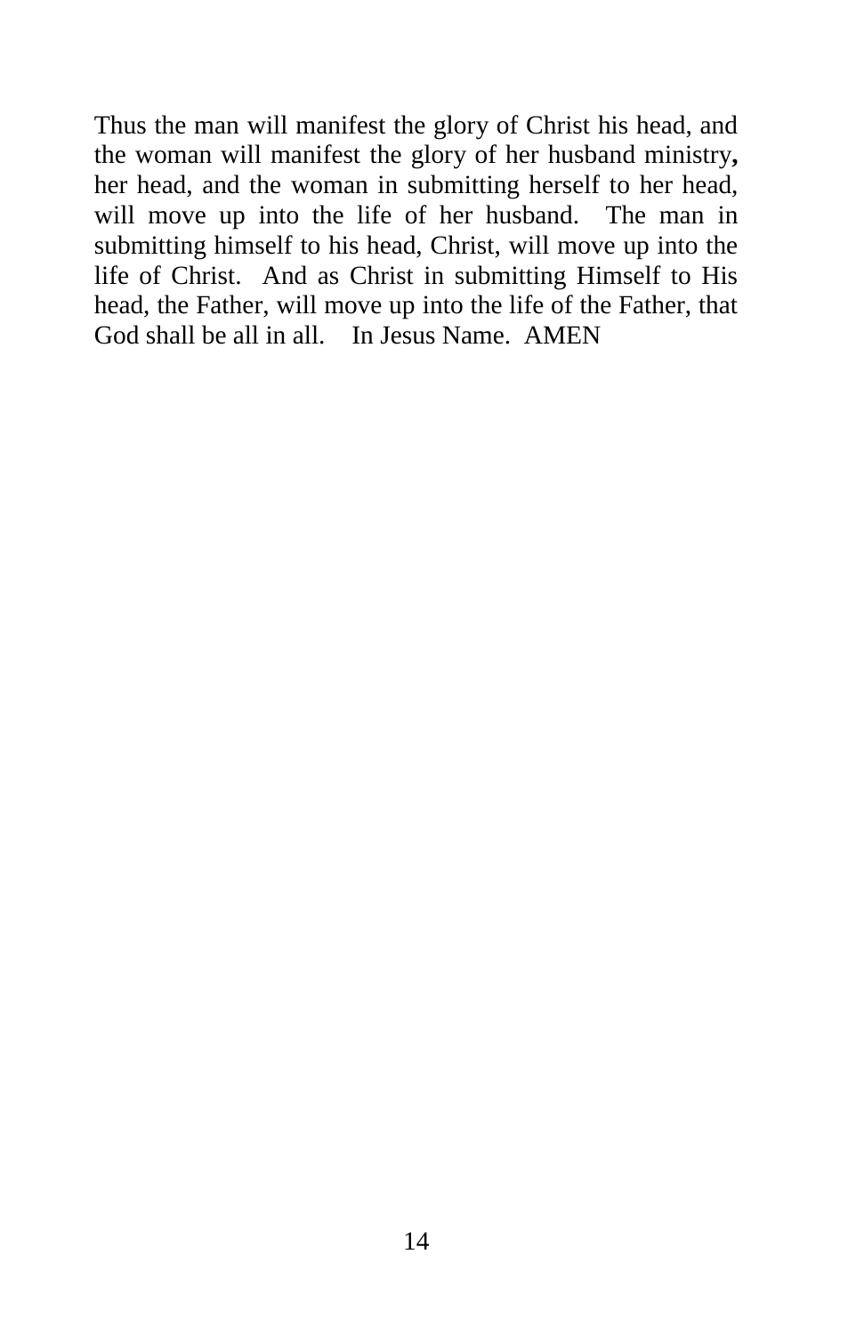Thus the man will manifest the glory of Christ his head, and the woman will manifest the glory of her husband ministry**,** her head, and the woman in submitting herself to her head, will move up into the life of her husband. The man in submitting himself to his head, Christ, will move up into the life of Christ. And as Christ in submitting Himself to His head, the Father, will move up into the life of the Father, that God shall be all in all. In Jesus Name. AMEN